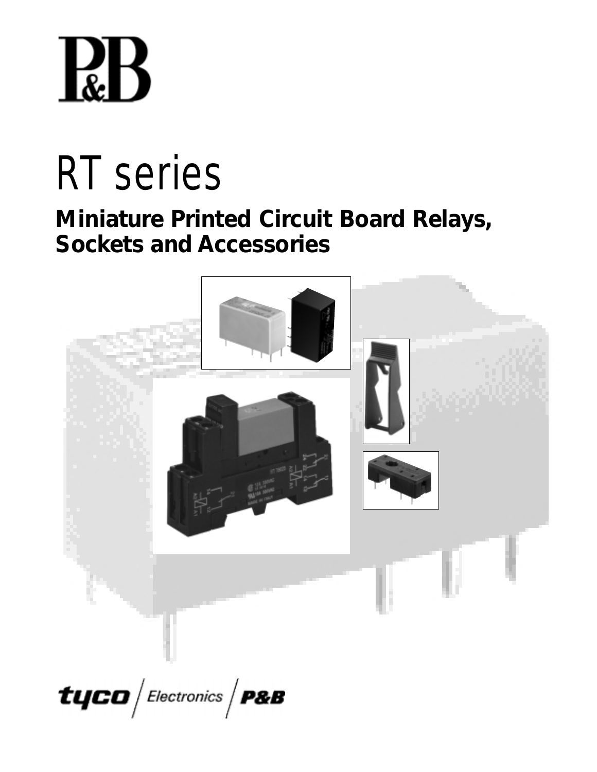P&B

# RT series

## Miniature Printed Circuit Board Relays, Sockets and Accessories

tyco / Electronics / P&B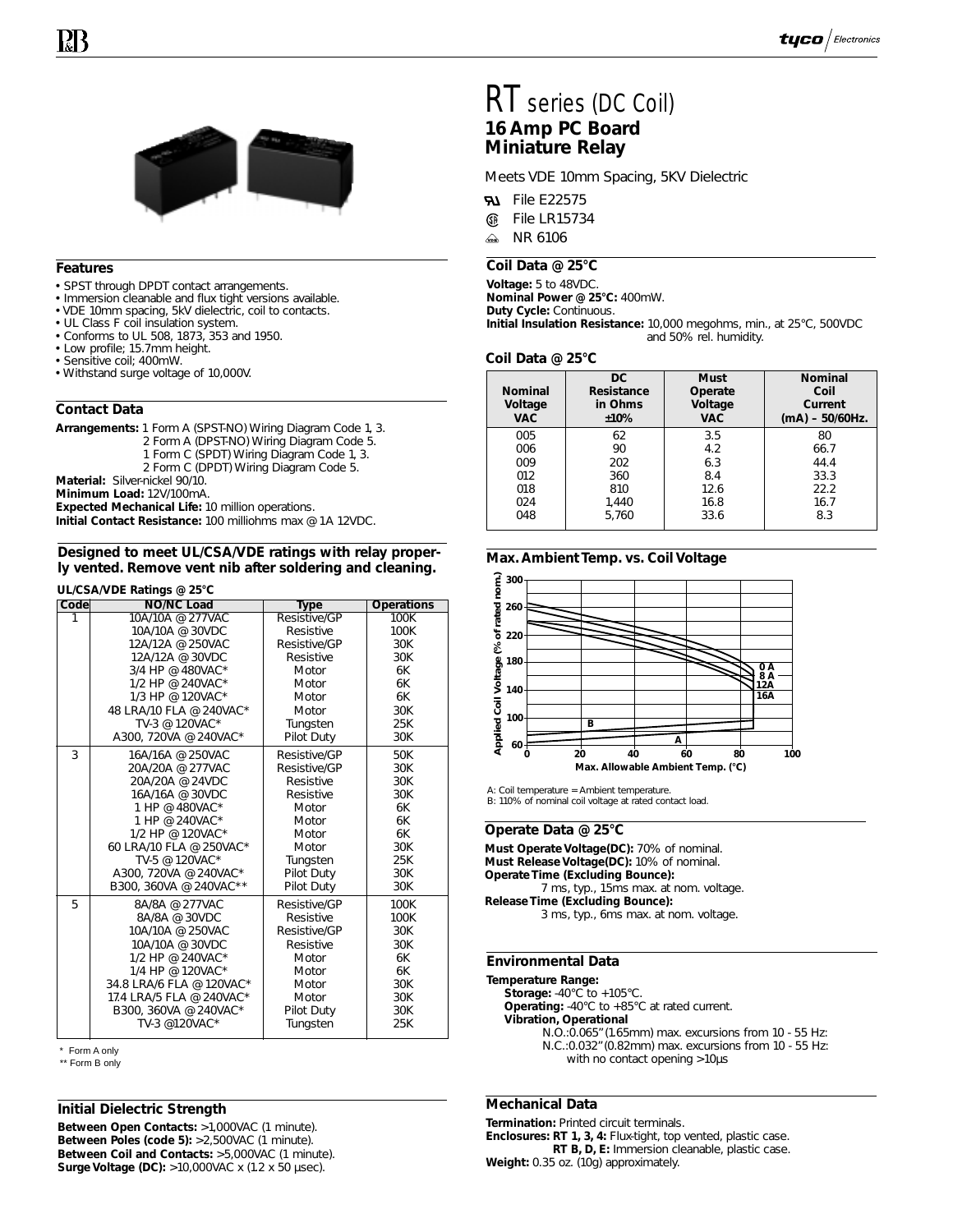# RT series (DC Coil)

## 16 Amp PC Board Miniature Relay

Meets VDE 10mm Spacing, 5KV Dielectric

- File E22575
- File LR15734
- NR 6106

### Features

- SPST through DPDT contact arrangements.
- Immersion cleanable and flux tight versions available.
- VDE 10mm spacing, 5kV dielectric, coil to contacts.
- UL Class F coil insulation system.
- Conforms to UL 508, 1873, 353 and 1950.
- Low profile; 15.7mm height.
- Sensitive coil; 400mW.
- Withstand surge voltage of 10,000V.

### Contact Data

**Arrangements:** 1 Form A (SPST-NO) Wiring Diagram Code 1, 3.
2 Form A (DPST-NO) Wiring Diagram Code 5.
1 Form C (SPDT) Wiring Diagram Code 1, 3.
2 Form C (DPDT) Wiring Diagram Code 5.

**Material:** Silver-nickel 90/10.

**Minimum Load:** 12V/100mA.

**Expected Mechanical Life:** 10 million operations.

**Initial Contact Resistance:** 100 milliohms max @ 1A 12VDC.

**Designed to meet UL/CSA/VDE ratings with relay properly vented. Remove vent nib after soldering and cleaning.**

**UL/CSA/VDE Ratings @ 25°C**

| Code | NO/NC Load | Type | Operations |
|---|---|---|---|
| 1 | 10A/10A @ 277VAC | Resistive/GP | 100K |
| | 10A/10A @ 30VDC | Resistive | 100K |
| | 12A/12A @ 250VAC | Resistive/GP | 30K |
| | 12A/12A @ 30VDC | Resistive | 30K |
| | 3/4 HP @ 480VAC* | Motor | 6K |
| | 1/2 HP @ 240VAC* | Motor | 6K |
| | 1/3 HP @ 120VAC* | Motor | 6K |
| | 48 LRA/10 FLA @ 240VAC* | Motor | 30K |
| | TV-3 @ 120VAC* | Tungsten | 25K |
| | A300, 720VA @ 240VAC* | Pilot Duty | 30K |
| 3 | 16A/16A @ 250VAC | Resistive/GP | 50K |
| | 20A/20A @ 277VAC | Resistive/GP | 30K |
| | 20A/20A @ 24VDC | Resistive | 30K |
| | 16A/16A @ 30VDC | Resistive | 30K |
| | 1 HP @ 480VAC* | Motor | 6K |
| | 1 HP @ 240VAC* | Motor | 6K |
| | 1/2 HP @ 120VAC* | Motor | 6K |
| | 60 LRA/10 FLA @ 250VAC* | Motor | 30K |
| | TV-5 @ 120VAC* | Tungsten | 25K |
| | A300, 720VA @ 240VAC* | Pilot Duty | 30K |
| | B300, 360VA @ 240VAC** | Pilot Duty | 30K |
| 5 | 8A/8A @ 277VAC | Resistive/GP | 100K |
| | 8A/8A @ 30VDC | Resistive | 100K |
| | 10A/10A @ 250VAC | Resistive/GP | 30K |
| | 10A/10A @ 30VDC | Resistive | 30K |
| | 1/2 HP @ 240VAC* | Motor | 6K |
| | 1/4 HP @ 120VAC* | Motor | 6K |
| | 34.8 LRA/6 FLA @ 120VAC* | Motor | 30K |
| | 17.4 LRA/5 FLA @ 240VAC* | Motor | 30K |
| | B300, 360VA @ 240VAC* | Pilot Duty | 30K |
| | TV-3 @120VAC* | Tungsten | 25K |

\* Form A only
\** Form B only

### Initial Dielectric Strength

**Between Open Contacts:** >1,000VAC (1 minute).

**Between Poles (code 5):** >2,500VAC (1 minute).

**Between Coil and Contacts:** >5,000VAC (1 minute).

**Surge Voltage (DC):** >10,000VAC x (1.2 x 50 µsec).

### Coil Data @ 25°C

**Voltage:** 5 to 48VDC.

**Nominal Power @ 25°C:** 400mW.

**Duty Cycle:** Continuous.

**Initial Insulation Resistance:** 10,000 megohms, min., at 25°C, 500VDC and 50% rel. humidity.

### Coil Data @ 25°C

| Nominal Voltage VAC | DC Resistance in Ohms ±10% | Must Operate Voltage VAC | Nominal Coil Current (mA) – 50/60Hz. |
|---|---|---|---|
| 005 | 62 | 3.5 | 80 |
| 006 | 90 | 4.2 | 66.7 |
| 009 | 202 | 6.3 | 44.4 |
| 012 | 360 | 8.4 | 33.3 |
| 018 | 810 | 12.6 | 22.2 |
| 024 | 1,440 | 16.8 | 16.7 |
| 048 | 5,760 | 33.6 | 8.3 |

### Max. Ambient Temp. vs. Coil Voltage

A: Coil temperature = Ambient temperature.
B: 110% of nominal coil voltage at rated contact load.

### Operate Data @ 25°C

**Must Operate Voltage(DC):** 70% of nominal.

**Must Release Voltage(DC):** 10% of nominal.

**Operate Time (Excluding Bounce):**
7 ms, typ., 15ms max. at nom. voltage.

**Release Time (Excluding Bounce):**
3 ms, typ., 6ms max. at nom. voltage.

### Environmental Data

**Temperature Range:**

**Storage:** -40°C to +105°C.

**Operating:** -40°C to +85°C at rated current.

**Vibration, Operational**
N.O.:0.065" (1.65mm) max. excursions from 10 - 55 Hz:
N.C.:0.032" (0.82mm) max. excursions from 10 - 55 Hz:
with no contact opening >10µs

### Mechanical Data

**Termination:** Printed circuit terminals.

**Enclosures: RT 1, 3, 4:** Flux-tight, top vented, plastic case.
**RT B, D, E:** Immersion cleanable, plastic case.

**Weight:** 0.35 oz. (10g) approximately.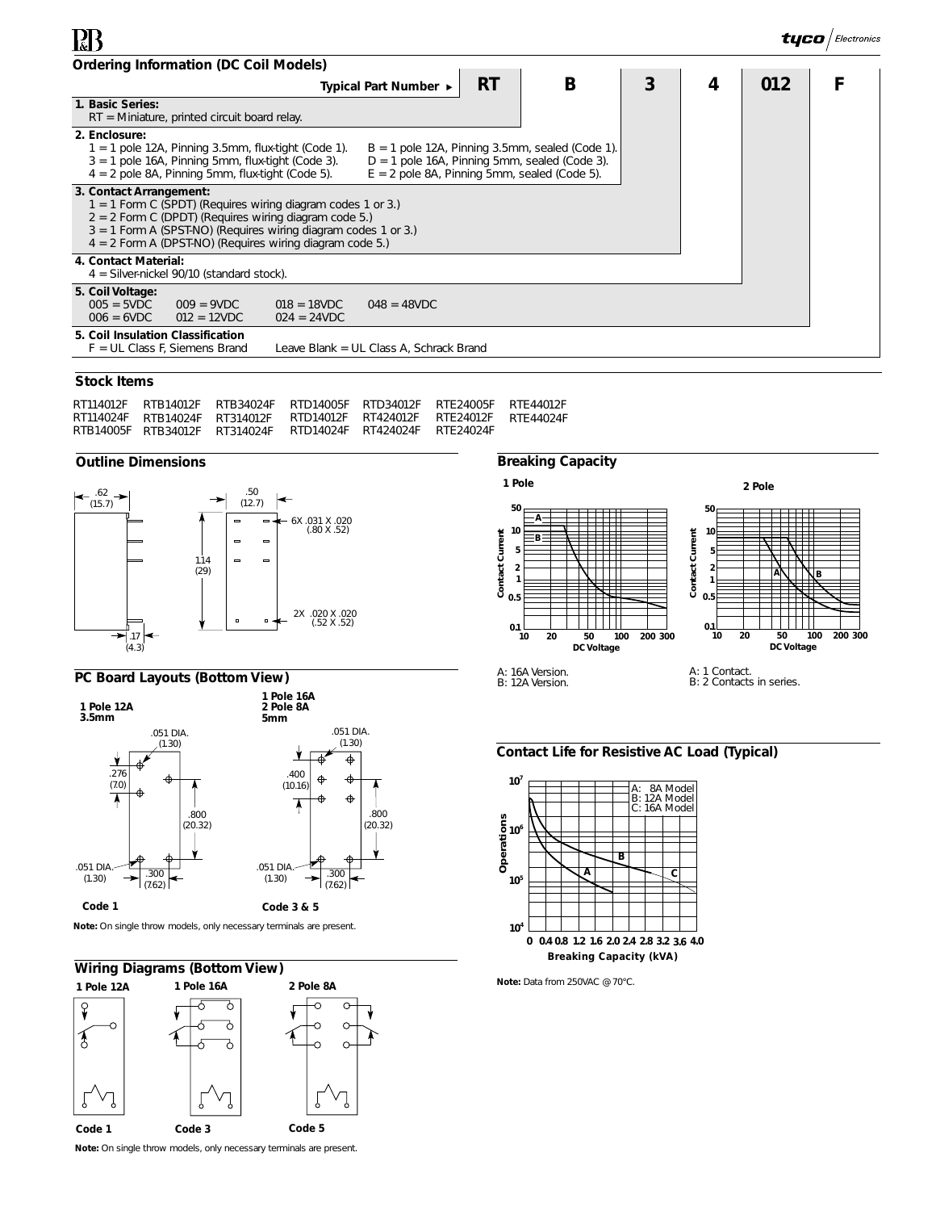## Ordering Information (DC Coil Models)

| Typical Part Number ► | RT | B | 3 | 4 | 012 | F |
|---|---|---|---|---|---|---|

**1. Basic Series:**
RT = Miniature, printed circuit board relay.

**2. Enclosure:**
1 = 1 pole 12A, Pinning 3.5mm, flux-tight (Code 1).
3 = 1 pole 16A, Pinning 5mm, flux-tight (Code 3).
4 = 2 pole 8A, Pinning 5mm, flux-tight (Code 5).
B = 1 pole 12A, Pinning 3.5mm, sealed (Code 1).
D = 1 pole 16A, Pinning 5mm, sealed (Code 3).
E = 2 pole 8A, Pinning 5mm, sealed (Code 5).

**3. Contact Arrangement:**
1 = 1 Form C (SPDT) (Requires wiring diagram codes 1 or 3.)
2 = 2 Form C (DPDT) (Requires wiring diagram code 5.)
3 = 1 Form A (SPST-NO) (Requires wiring diagram codes 1 or 3.)
4 = 2 Form A (DPST-NO) (Requires wiring diagram code 5.)

**4. Contact Material:**
4 = Silver-nickel 90/10 (standard stock).

**5. Coil Voltage:**
005 = 5VDC 009 = 9VDC 018 = 18VDC 048 = 48VDC
006 = 6VDC 012 = 12VDC 024 = 24VDC

**5. Coil Insulation Classification**
F = UL Class F, Siemens Brand Leave Blank = UL Class A, Schrack Brand

## Stock Items

RT114012F RTB14012F RTB34024F RTD14005F RTD34012F RTE24005F RTE44012F
RT114024F RTB14024F RT314012F RTD14012F RT424012F RTE24012F RTE44024F
RTB14005F RTB34012F RT314024F RTD14024F RT424024F RTE24024F

## Outline Dimensions

.62 (15.7); .50 (12.7); 1.14 (29); .17 (4.3); 6X .031 X .020 (.80 X .52); 2X .020 X .020 (.52 X .52)

## PC Board Layouts (Bottom View)

**1 Pole 12A 3.5mm** — .051 DIA. (1.30); .276 (7.0); .800 (20.32); .051 DIA. (1.30); .300 (7.62)

**Code 1**

**1 Pole 16A 2 Pole 8A 5mm** — .051 DIA. (1.30); .400 (10.16); .800 (20.32); .051 DIA. (1.30); .300 (7.62)

**Code 3 & 5**

**Note:** On single throw models, only necessary terminals are present.

## Wiring Diagrams (Bottom View)

**1 Pole 12A** — **Code 1**
**1 Pole 16A** — **Code 3**
**2 Pole 8A** — **Code 5**

**Note:** On single throw models, only necessary terminals are present.

## Breaking Capacity

**1 Pole**

A: 16A Version.
B: 12A Version.

**2 Pole**

A: 1 Contact.
B: 2 Contacts in series.

## Contact Life for Resistive AC Load (Typical)

A: 8A Model
B: 12A Model
C: 16A Model

**Note:** Data from 250VAC @ 70°C.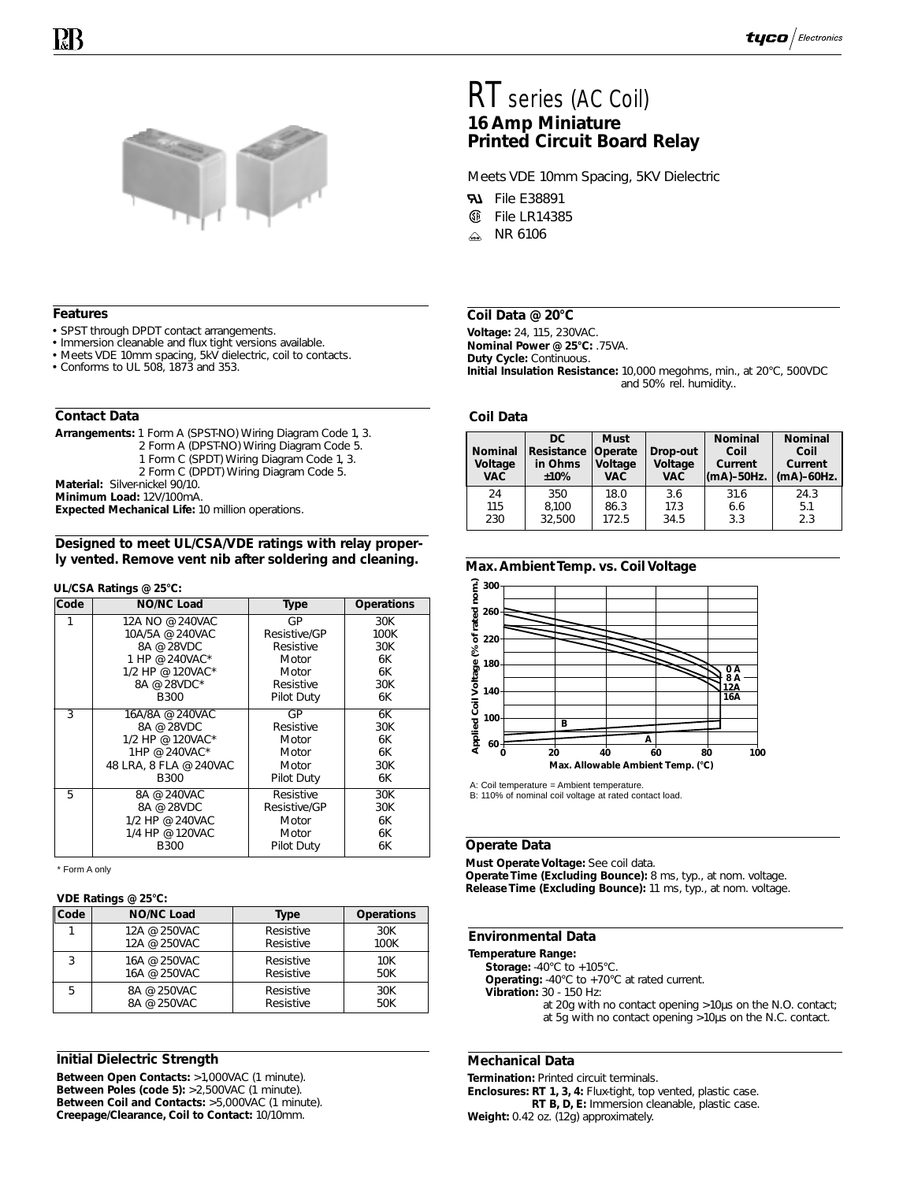# RT series (AC Coil)

## 16 Amp Miniature Printed Circuit Board Relay

Meets VDE 10mm Spacing, 5KV Dielectric

- File E38891
- File LR14385
- NR 6106

### Features

- SPST through DPDT contact arrangements.
- Immersion cleanable and flux tight versions available.
- Meets VDE 10mm spacing, 5kV dielectric, coil to contacts.
- Conforms to UL 508, 1873 and 353.

### Contact Data

**Arrangements:** 1 Form A (SPST-NO) Wiring Diagram Code 1, 3.
2 Form A (DPST-NO) Wiring Diagram Code 5.
1 Form C (SPDT) Wiring Diagram Code 1, 3.
2 Form C (DPDT) Wiring Diagram Code 5.

**Material:** Silver-nickel 90/10.

**Minimum Load:** 12V/100mA.

**Expected Mechanical Life:** 10 million operations.

**Designed to meet UL/CSA/VDE ratings with relay properly vented. Remove vent nib after soldering and cleaning.**

**UL/CSA Ratings @ 25°C:**

| Code | NO/NC Load | Type | Operations |
|---|---|---|---|
| 1 | 12A NO @ 240VAC | GP | 30K |
| | 10A/5A @ 240VAC | Resistive/GP | 100K |
| | 8A @ 28VDC | Resistive | 30K |
| | 1 HP @ 240VAC* | Motor | 6K |
| | 1/2 HP @ 120VAC* | Motor | 6K |
| | 8A @ 28VDC* | Resistive | 30K |
| | B300 | Pilot Duty | 6K |
| 3 | 16A/8A @ 240VAC | GP | 6K |
| | 8A @ 28VDC | Resistive | 30K |
| | 1/2 HP @ 120VAC* | Motor | 6K |
| | 1HP @ 240VAC* | Motor | 6K |
| | 48 LRA, 8 FLA @ 240VAC | Motor | 30K |
| | B300 | Pilot Duty | 6K |
| 5 | 8A @ 240VAC | Resistive | 30K |
| | 8A @ 28VDC | Resistive/GP | 30K |
| | 1/2 HP @ 240VAC | Motor | 6K |
| | 1/4 HP @ 120VAC | Motor | 6K |
| | B300 | Pilot Duty | 6K |

\* Form A only

**VDE Ratings @ 25°C:**

| Code | NO/NC Load | Type | Operations |
|---|---|---|---|
| 1 | 12A @ 250VAC | Resistive | 30K |
| | 12A @ 250VAC | Resistive | 100K |
| 3 | 16A @ 250VAC | Resistive | 10K |
| | 16A @ 250VAC | Resistive | 50K |
| 5 | 8A @ 250VAC | Resistive | 30K |
| | 8A @ 250VAC | Resistive | 50K |

### Initial Dielectric Strength

**Between Open Contacts:** >1,000VAC (1 minute).
**Between Poles (code 5):** >2,500VAC (1 minute).
**Between Coil and Contacts:** >5,000VAC (1 minute).
**Creepage/Clearance, Coil to Contact:** 10/10mm.

### Coil Data @ 20°C

**Voltage:** 24, 115, 230VAC.
**Nominal Power @ 25°C:** .75VA.
**Duty Cycle:** Continuous.
**Initial Insulation Resistance:** 10,000 megohms, min., at 20°C, 500VDC and 50% rel. humidity..

### Coil Data

| Nominal Voltage VAC | DC Resistance in Ohms ±10% | Must Operate Voltage VAC | Drop-out Voltage VAC | Nominal Coil Current (mA)–50Hz. | Nominal Coil Current (mA)–60Hz. |
|---|---|---|---|---|---|
| 24 | 350 | 18.0 | 3.6 | 31.6 | 24.3 |
| 115 | 8,100 | 86.3 | 17.3 | 6.6 | 5.1 |
| 230 | 32,500 | 172.5 | 34.5 | 3.3 | 2.3 |

### Max. Ambient Temp. vs. Coil Voltage

A: Coil temperature = Ambient temperature.
B: 110% of nominal coil voltage at rated contact load.

### Operate Data

**Must Operate Voltage:** See coil data.
**Operate Time (Excluding Bounce):** 8 ms, typ., at nom. voltage.
**Release Time (Excluding Bounce):** 11 ms, typ., at nom. voltage.

### Environmental Data

**Temperature Range:**
**Storage:** -40°C to +105°C.
**Operating:** -40°C to +70°C at rated current.
**Vibration:** 30 - 150 Hz:
at 20g with no contact opening >10µs on the N.O. contact;
at 5g with no contact opening >10µs on the N.C. contact.

### Mechanical Data

**Termination:** Printed circuit terminals.
**Enclosures: RT 1, 3, 4:** Flux-tight, top vented, plastic case.
**RT B, D, E:** Immersion cleanable, plastic case.
**Weight:** 0.42 oz. (12g) approximately.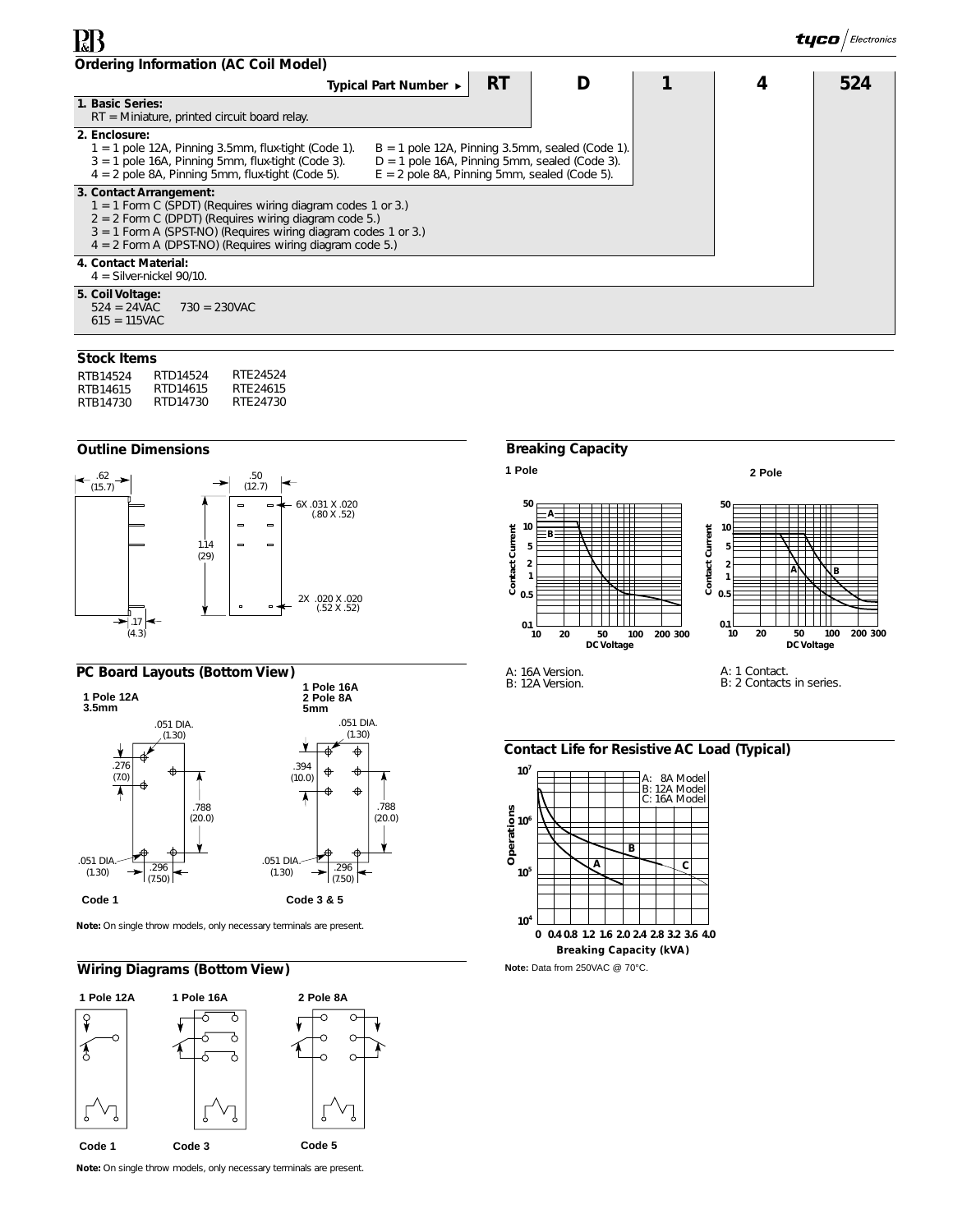## Ordering Information (AC Coil Model)

| Typical Part Number ► | RT | D | 1 | 4 | 524 |
|---|---|---|---|---|---|

**1. Basic Series:**
RT = Miniature, printed circuit board relay.

**2. Enclosure:**
1 = 1 pole 12A, Pinning 3.5mm, flux-tight (Code 1).
3 = 1 pole 16A, Pinning 5mm, flux-tight (Code 3).
4 = 2 pole 8A, Pinning 5mm, flux-tight (Code 5).
B = 1 pole 12A, Pinning 3.5mm, sealed (Code 1).
D = 1 pole 16A, Pinning 5mm, sealed (Code 3).
E = 2 pole 8A, Pinning 5mm, sealed (Code 5).

**3. Contact Arrangement:**
1 = 1 Form C (SPDT) (Requires wiring diagram codes 1 or 3.)
2 = 2 Form C (DPDT) (Requires wiring diagram code 5.)
3 = 1 Form A (SPST-NO) (Requires wiring diagram codes 1 or 3.)
4 = 2 Form A (DPST-NO) (Requires wiring diagram code 5.)

**4. Contact Material:**
4 = Silver-nickel 90/10.

**5. Coil Voltage:**
524 = 24VAC
615 = 115VAC
730 = 230VAC

## Stock Items

| | | |
|---|---|---|
| RTB14524 | RTD14524 | RTE24524 |
| RTB14615 | RTD14615 | RTE24615 |
| RTB14730 | RTD14730 | RTE24730 |

## Outline Dimensions

.62 (15.7); .50 (12.7); 1.14 (29); 6X .031 X .020 (.80 X .52); 2X .020 X .020 (.52 X .52); .17 (4.3)

## Breaking Capacity

**1 Pole**

A: 16A Version.
B: 12A Version.

**2 Pole**

A: 1 Contact.
B: 2 Contacts in series.

## PC Board Layouts (Bottom View)

**1 Pole 12A 3.5mm** — Code 1

**1 Pole 16A, 2 Pole 8A 5mm** — Code 3 & 5

**Note:** On single throw models, only necessary terminals are present.

## Contact Life for Resistive AC Load (Typical)

A: 8A Model
B: 12A Model
C: 16A Model

**Note:** Data from 250VAC @ 70°C.

## Wiring Diagrams (Bottom View)

1 Pole 12A — Code 1
1 Pole 16A — Code 3
2 Pole 8A — Code 5

**Note:** On single throw models, only necessary terminals are present.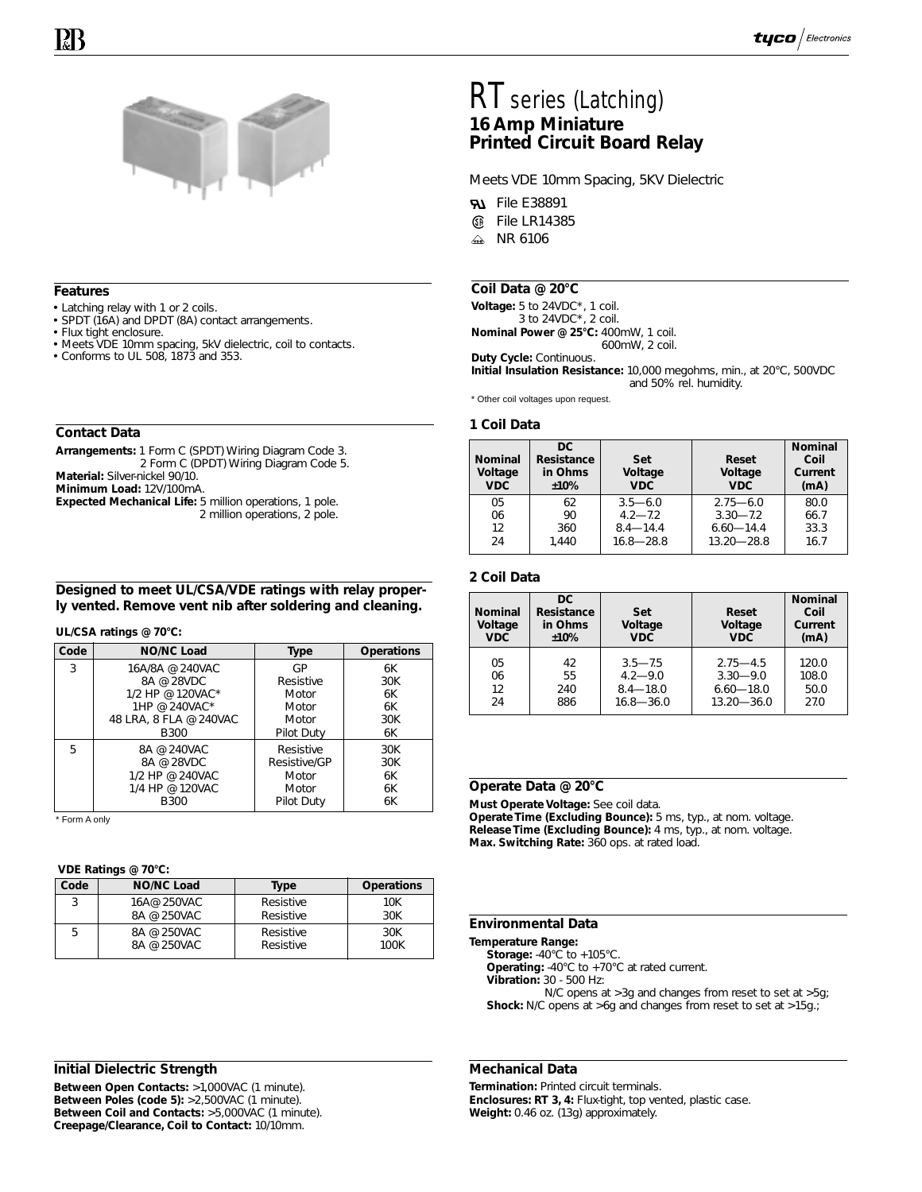# RT series (Latching)

## 16 Amp Miniature Printed Circuit Board Relay

Meets VDE 10mm Spacing, 5KV Dielectric

- File E38891
- File LR14385
- NR 6106

### Features

- Latching relay with 1 or 2 coils.
- SPDT (16A) and DPDT (8A) contact arrangements.
- Flux tight enclosure.
- Meets VDE 10mm spacing, 5kV dielectric, coil to contacts.
- Conforms to UL 508, 1873 and 353.

### Contact Data

**Arrangements:** 1 Form C (SPDT) Wiring Diagram Code 3.
2 Form C (DPDT) Wiring Diagram Code 5.
**Material:** Silver-nickel 90/10.
**Minimum Load:** 12V/100mA.
**Expected Mechanical Life:** 5 million operations, 1 pole.
2 million operations, 2 pole.

**Designed to meet UL/CSA/VDE ratings with relay properly vented. Remove vent nib after soldering and cleaning.**

**UL/CSA ratings @ 70°C:**

| Code | NO/NC Load | Type | Operations |
|---|---|---|---|
| 3 | 16A/8A @ 240VAC<br>8A @ 28VDC<br>1/2 HP @ 120VAC*<br>1HP @ 240VAC*<br>48 LRA, 8 FLA @ 240VAC<br>B300 | GP<br>Resistive<br>Motor<br>Motor<br>Motor<br>Pilot Duty | 6K<br>30K<br>6K<br>6K<br>30K<br>6K |
| 5 | 8A @ 240VAC<br>8A @ 28VDC<br>1/2 HP @ 240VAC<br>1/4 HP @ 120VAC<br>B300 | Resistive<br>Resistive/GP<br>Motor<br>Motor<br>Pilot Duty | 30K<br>30K<br>6K<br>6K<br>6K |

* Form A only

**VDE Ratings @ 70°C:**

| Code | NO/NC Load | Type | Operations |
|---|---|---|---|
| 3 | 16A@ 250VAC<br>8A @ 250VAC | Resistive<br>Resistive | 10K<br>30K |
| 5 | 8A @ 250VAC<br>8A @ 250VAC | Resistive<br>Resistive | 30K<br>100K |

### Initial Dielectric Strength

**Between Open Contacts:** >1,000VAC (1 minute).
**Between Poles (code 5):** >2,500VAC (1 minute).
**Between Coil and Contacts:** >5,000VAC (1 minute).
**Creepage/Clearance, Coil to Contact:** 10/10mm.

### Coil Data @ 20°C

**Voltage:** 5 to 24VDC*, 1 coil.
3 to 24VDC*, 2 coil.
**Nominal Power @ 25°C:** 400mW, 1 coil.
600mW, 2 coil.
**Duty Cycle:** Continuous.
**Initial Insulation Resistance:** 10,000 megohms, min., at 20°C, 500VDC and 50% rel. humidity.

* Other coil voltages upon request.

### 1 Coil Data

| Nominal Voltage VDC | DC Resistance in Ohms ±10% | Set Voltage VDC | Reset Voltage VDC | Nominal Coil Current (mA) |
|---|---|---|---|---|
| 05 | 62 | 3.5—6.0 | 2.75—6.0 | 80.0 |
| 06 | 90 | 4.2—7.2 | 3.30—7.2 | 66.7 |
| 12 | 360 | 8.4—14.4 | 6.60—14.4 | 33.3 |
| 24 | 1,440 | 16.8—28.8 | 13.20—28.8 | 16.7 |

### 2 Coil Data

| Nominal Voltage VDC | DC Resistance in Ohms ±10% | Set Voltage VDC | Reset Voltage VDC | Nominal Coil Current (mA) |
|---|---|---|---|---|
| 05 | 42 | 3.5—7.5 | 2.75—4.5 | 120.0 |
| 06 | 55 | 4.2—9.0 | 3.30—9.0 | 108.0 |
| 12 | 240 | 8.4—18.0 | 6.60—18.0 | 50.0 |
| 24 | 886 | 16.8—36.0 | 13.20—36.0 | 27.0 |

### Operate Data @ 20°C

**Must Operate Voltage:** See coil data.
**Operate Time (Excluding Bounce):** 5 ms, typ., at nom. voltage.
**Release Time (Excluding Bounce):** 4 ms, typ., at nom. voltage.
**Max. Switching Rate:** 360 ops. at rated load.

### Environmental Data

**Temperature Range:**
**Storage:** -40°C to +105°C.
**Operating:** -40°C to +70°C at rated current.
**Vibration:** 30 - 500 Hz:
N/C opens at >3g and changes from reset to set at >5g;
**Shock:** N/C opens at >6g and changes from reset to set at >15g.;

### Mechanical Data

**Termination:** Printed circuit terminals.
**Enclosures: RT 3, 4:** Flux-tight, top vented, plastic case.
**Weight:** 0.46 oz. (13g) approximately.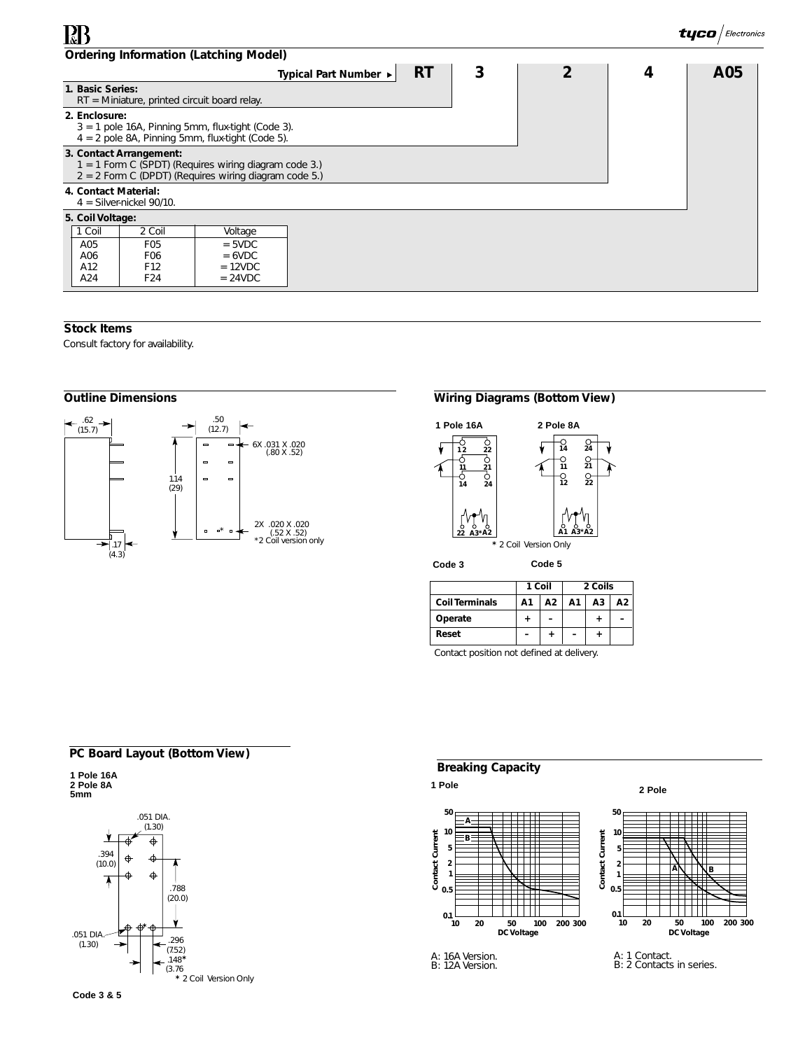## Ordering Information (Latching Model)

| Typical Part Number ▸ | RT | 3 | 2 | 4 | A05 |
|---|---|---|---|---|---|

**1. Basic Series:**
RT = Miniature, printed circuit board relay.

**2. Enclosure:**
3 = 1 pole 16A, Pinning 5mm, flux-tight (Code 3).
4 = 2 pole 8A, Pinning 5mm, flux-tight (Code 5).

**3. Contact Arrangement:**
1 = 1 Form C (SPDT) (Requires wiring diagram code 3.)
2 = 2 Form C (DPDT) (Requires wiring diagram code 5.)

**4. Contact Material:**
4 = Silver-nickel 90/10.

**5. Coil Voltage:**

| 1 Coil | 2 Coil | Voltage |
|---|---|---|
| A05 | F05 | = 5VDC |
| A06 | F06 | = 6VDC |
| A12 | F12 | = 12VDC |
| A24 | F24 | = 24VDC |

## Stock Items

Consult factory for availability.

## Outline Dimensions

.62 (15.7) — .50 (12.7) — 1.14 (29) — .17 (4.3)

6X .031 X .020 (.80 X .52)

2X .020 X .020 (.52 X .52)
*2 Coil version only

## Wiring Diagrams (Bottom View)

1 Pole 16A — Code 3

2 Pole 8A — Code 5

* 2 Coil Version Only

| | 1 Coil | | 2 Coils | | |
|---|---|---|---|---|---|
| **Coil Terminals** | **A1** | **A2** | **A1** | **A3** | **A2** |
| **Operate** | + | – | | + | – |
| **Reset** | – | + | – | + | |

Contact position not defined at delivery.

## PC Board Layout (Bottom View)

**1 Pole 16A**
**2 Pole 8A**
**5mm**

.051 DIA. (1.30) — .394 (10.0) — .788 (20.0) — .296 (7.52) — .148* (3.76)

* 2 Coil Version Only

**Code 3 & 5**

## Breaking Capacity

**1 Pole**

A: 16A Version.
B: 12A Version.

**2 Pole**

A: 1 Contact.
B: 2 Contacts in series.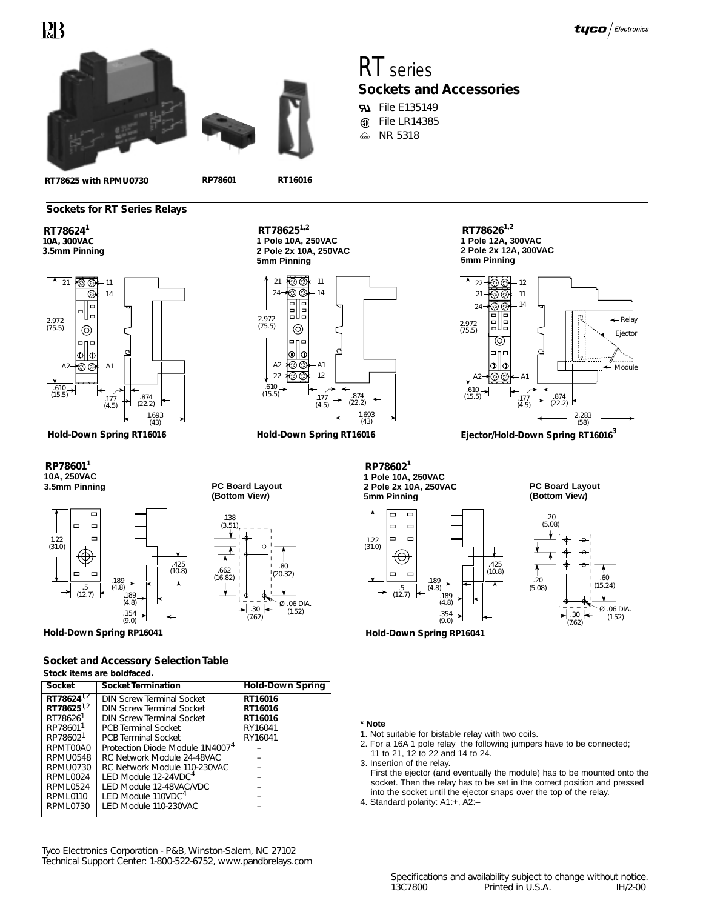# RT series

## Sockets and Accessories

File E135149
File LR14385
NR 5318

RT78625 with RPMU0730    RP78601    RT16016

### Sockets for RT Series Relays

**RT78624[1]**
**10A, 300VAC**
**3.5mm Pinning**

21 11
14
2.972
(75.5)
A2 A1
.610
(15.5)
.177
(4.5)
.874
(22.2)
1.693
(43)

**Hold-Down Spring RT16016**

**RT78625[1,2]**
**1 Pole 10A, 250VAC**
**2 Pole 2x 10A, 250VAC**
**5mm Pinning**

21 11
24 14
2.972
(75.5)
A2 A1
22 12
.610
(15.5)
.177
(4.5)
.874
(22.2)
1.693
(43)

**Hold-Down Spring RT16016**

**RT78626[1,2]**
**1 Pole 12A, 300VAC**
**2 Pole 2x 12A, 300VAC**
**5mm Pinning**

22 12
21 11
24 14
2.972
(75.5)
A2 A1
Relay
Ejector
Module
.610
(15.5)
.177
(4.5)
.874
(22.2)
2.283
(58)

**Ejector/Hold-Down Spring RT16016[3]**

**RP78601[1]**
**10A, 250VAC**
**3.5mm Pinning**

1.22
(31.0)
.5
(12.7)
.189
(4.8)
.189
(4.8)
.425
(10.8)
.354
(9.0)

**PC Board Layout**
**(Bottom View)**

.138
(3.51)
.662
(16.82)
.80
(20.32)
Ø .06 DIA.
(1.52)
.30
(7.62)

**Hold-Down Spring RP16041**

**RP78602[1]**
**1 Pole 10A, 250VAC**
**2 Pole 2x 10A, 250VAC**
**5mm Pinning**

1.22
(31.0)
.5
(12.7)
.189
(4.8)
.189
(4.8)
.425
(10.8)
.354
(9.0)

**PC Board Layout**
**(Bottom View)**

.20
(5.08)
.20
(5.08)
.60
(15.24)
Ø .06 DIA.
(1.52)
.30
(7.62)

**Hold-Down Spring RP16041**

### Socket and Accessory Selection Table

**Stock items are boldfaced.**

| Socket | Socket Termination | Hold-Down Spring |
|---|---|---|
| **RT78624[1,2]** | DIN Screw Terminal Socket | **RT16016** |
| **RT78625[1,2]** | DIN Screw Terminal Socket | **RT16016** |
| RT78626[1] | DIN Screw Terminal Socket | **RT16016** |
| RP78601[1] | PCB Terminal Socket | RY16041 |
| RP78602[1] | PCB Terminal Socket | RY16041 |
| RPMT00A0 | Protection Diode Module 1N4007[4] | – |
| RPMU0548 | RC Network Module 24-48VAC | – |
| RPMU0730 | RC Network Module 110-230VAC | – |
| RPML0024 | LED Module 12-24VDC[4] | – |
| RPML0524 | LED Module 12-48VAC/VDC | – |
| RPML0110 | LED Module 110VDC[4] | – |
| RPML0730 | LED Module 110-230VAC | – |

**\* Note**

1. Not suitable for bistable relay with two coils.
2. For a 16A 1 pole relay the following jumpers have to be connected; 11 to 21, 12 to 22 and 14 to 24.
3. Insertion of the relay.
   First the ejector (and eventually the module) has to be mounted onto the socket. Then the relay has to be set in the correct position and pressed into the socket until the ejector snaps over the top of the relay.
4. Standard polarity: A1:+, A2:–

Tyco Electronics Corporation - P&B, Winston-Salem, NC 27102
Technical Support Center: 1-800-522-6752, www.pandbrelays.com

Specifications and availability subject to change without notice.
13C7800 Printed in U.S.A. IH/2-00